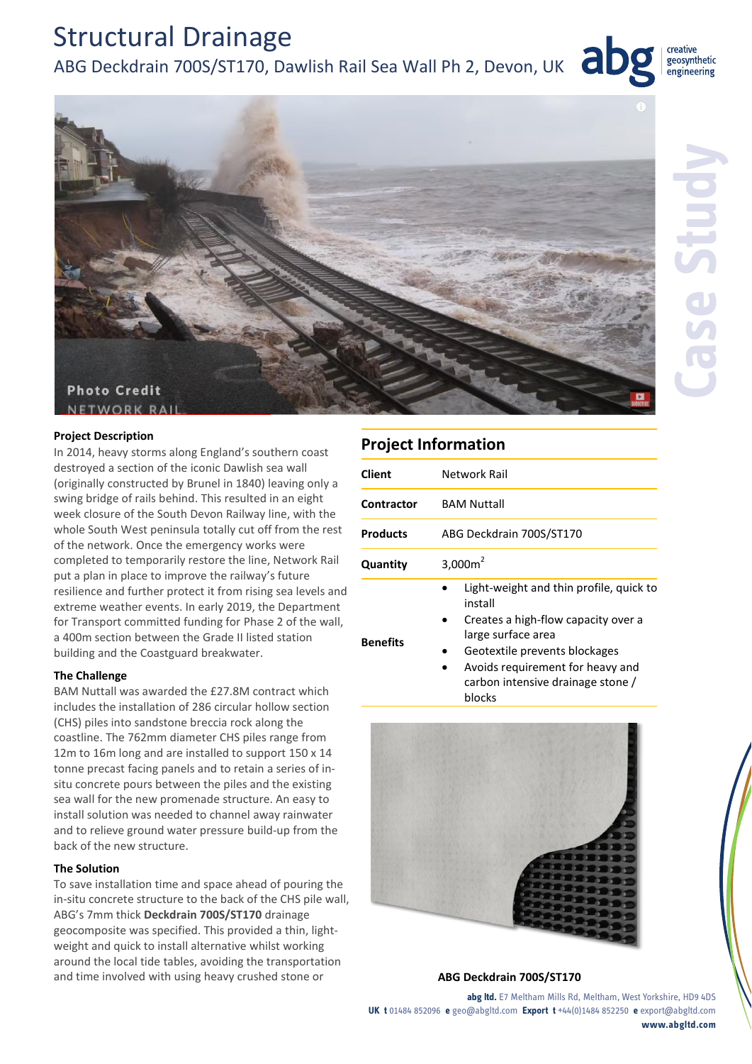# Structural Drainage

## ABG Deckdrain 700S/ST170, Dawlish Rail Sea Wall Ph 2, Devon, UK

Photo Credit NETWORK RAIL

### Project Description

In 2014, heavy storms along England's southern coast destroyed a section of the iconic Dawlish sea wall (originally constructed by Brunel in 1840) leaving only a swing bridge of rails behind. This resulted in an eight week closure of the South Devon Railway line, with the whole South West peninsula totally cut off from the rest of the network. Once the emergency works were completed to temporarily restore the line, Network Rail put a plan in place to improve the railway's future resilience and further protect it from rising sea levels and extreme weather events. In early 2019, the Department for Transport committed funding for Phase 2 of the wall, a 400m section between the Grade II listed station building and the Coastguard breakwater.

### The Challenge

BAM Nuttall was awarded the £27.8M contract which includes the installation of 286 circular hollow section (CHS) piles into sandstone breccia rock along the coastline. The 762mm diameter CHS piles range from 12m to 16m long and are installed to support 150 x 14 tonne precast facing panels and to retain a series of in-situ concrete pours between the piles and the existing sea wall for the new promenade structure. An easy to install solution was needed to channel away rainwater and to relieve ground water pressure build-up from the back of the new structure.

### The Solution

To save installation time and space ahead of pouring the in-situ concrete structure to the back of the CHS pile wall, ABG's 7mm thick **Deckdrain 700S/ST170** drainage geocomposite was specified. This provided a thin, light-weight and quick to install alternative whilst working around the local tide tables, avoiding the transportation and time involved with using heavy crushed stone or

## Project Information

| | |
|---|---|
| **Client** | Network Rail |
| **Contractor** | BAM Nuttall |
| **Products** | ABG Deckdrain 700S/ST170 |
| **Quantity** | 3,000m$^2$ |
| **Benefits** | • Light-weight and thin profile, quick to install<br>• Creates a high-flow capacity over a large surface area<br>• Geotextile prevents blockages<br>• Avoids requirement for heavy and carbon intensive drainage stone / blocks |

**ABG Deckdrain 700S/ST170**

**abg ltd.** E7 Meltham Mills Rd, Meltham, West Yorkshire, HD9 4DS
**UK t** 01484 852096 **e** geo@abgltd.com **Export t** +44(0)1484 852250 **e** export@abgltd.com
**www.abgltd.com**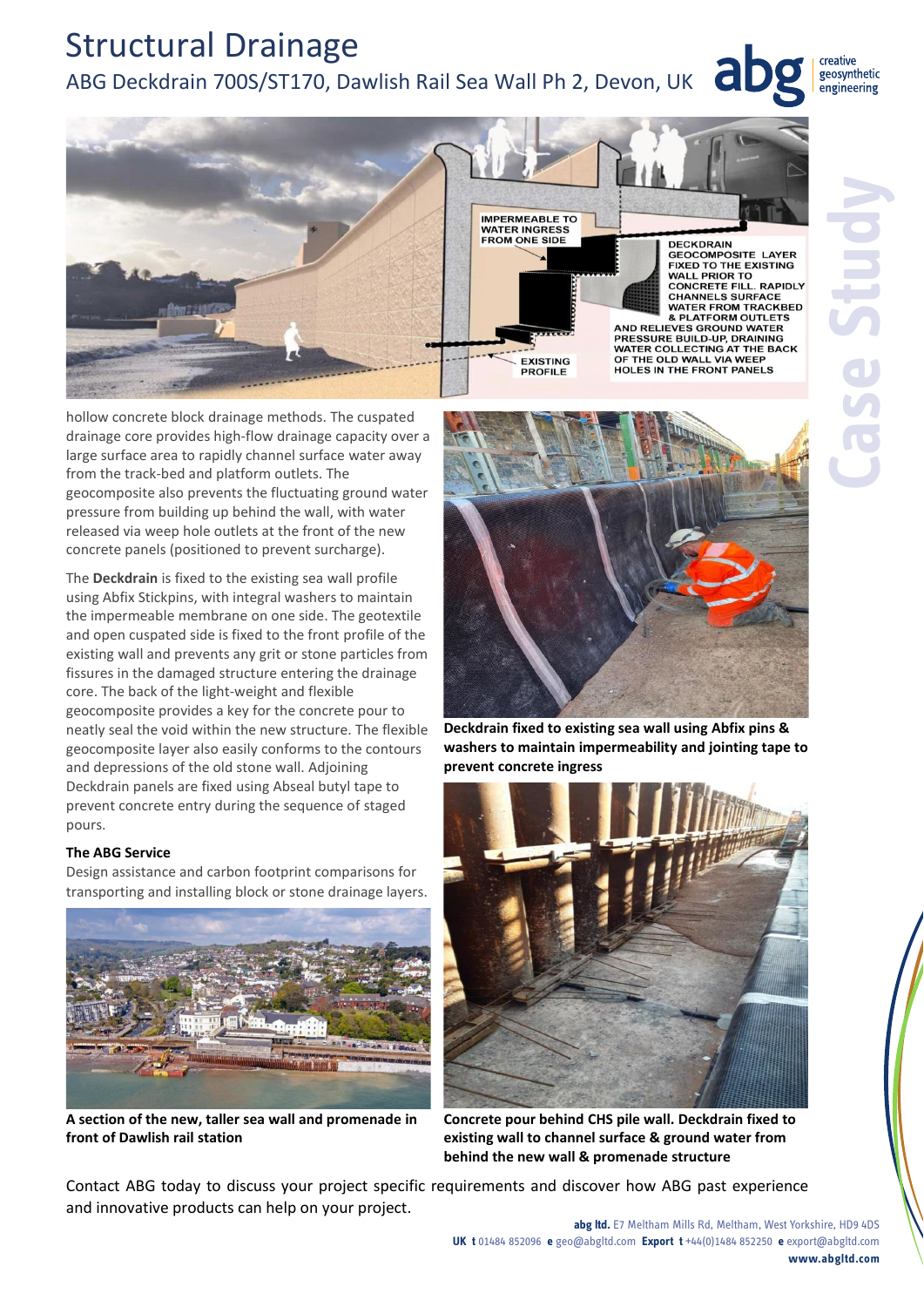# Structural Drainage

## ABG Deckdrain 700S/ST170, Dawlish Rail Sea Wall Ph 2, Devon, UK

IMPERMEABLE TO WATER INGRESS FROM ONE SIDE

DECKDRAIN GEOCOMPOSITE LAYER FIXED TO THE EXISTING WALL PRIOR TO CONCRETE FILL. RAPIDLY CHANNELS SURFACE WATER FROM TRACKBED & PLATFORM OUTLETS AND RELIEVES GROUND WATER PRESSURE BUILD-UP, DRAINING WATER COLLECTING AT THE BACK OF THE OLD WALL VIA WEEP HOLES IN THE FRONT PANELS

EXISTING PROFILE

hollow concrete block drainage methods. The cuspated drainage core provides high-flow drainage capacity over a large surface area to rapidly channel surface water away from the track-bed and platform outlets. The geocomposite also prevents the fluctuating ground water pressure from building up behind the wall, with water released via weep hole outlets at the front of the new concrete panels (positioned to prevent surcharge).

The **Deckdrain** is fixed to the existing sea wall profile using Abfix Stickpins, with integral washers to maintain the impermeable membrane on one side. The geotextile and open cuspated side is fixed to the front profile of the existing wall and prevents any grit or stone particles from fissures in the damaged structure entering the drainage core. The back of the light-weight and flexible geocomposite provides a key for the concrete pour to neatly seal the void within the new structure. The flexible geocomposite layer also easily conforms to the contours and depressions of the old stone wall. Adjoining Deckdrain panels are fixed using Abseal butyl tape to prevent concrete entry during the sequence of staged pours.

**The ABG Service**

Design assistance and carbon footprint comparisons for transporting and installing block or stone drainage layers.

**Deckdrain fixed to existing sea wall using Abfix pins & washers to maintain impermeability and jointing tape to prevent concrete ingress**

**A section of the new, taller sea wall and promenade in front of Dawlish rail station**

**Concrete pour behind CHS pile wall. Deckdrain fixed to existing wall to channel surface & ground water from behind the new wall & promenade structure**

Contact ABG today to discuss your project specific requirements and discover how ABG past experience and innovative products can help on your project.

**abg ltd.** E7 Meltham Mills Rd, Meltham, West Yorkshire, HD9 4DS
**UK t** 01484 852096 **e** geo@abgltd.com **Export t** +44(0)1484 852250 **e** export@abgltd.com
**www.abgltd.com**